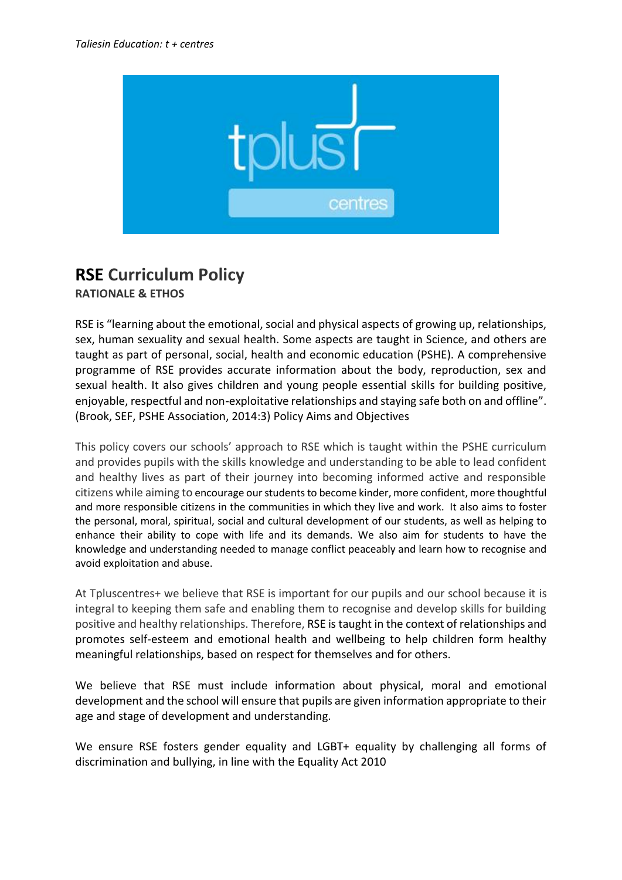*Taliesin Education: t + centres*

# RSE Curriculum Policy

**RATIONALE & ETHOS**

RSE is "learning about the emotional, social and physical aspects of growing up, relationships, sex, human sexuality and sexual health. Some aspects are taught in Science, and others are taught as part of personal, social, health and economic education (PSHE). A comprehensive programme of RSE provides accurate information about the body, reproduction, sex and sexual health. It also gives children and young people essential skills for building positive, enjoyable, respectful and non-exploitative relationships and staying safe both on and offline". (Brook, SEF, PSHE Association, 2014:3) Policy Aims and Objectives

This policy covers our schools' approach to RSE which is taught within the PSHE curriculum and provides pupils with the skills knowledge and understanding to be able to lead confident and healthy lives as part of their journey into becoming informed active and responsible citizens while aiming to encourage our students to become kinder, more confident, more thoughtful and more responsible citizens in the communities in which they live and work. It also aims to foster the personal, moral, spiritual, social and cultural development of our students, as well as helping to enhance their ability to cope with life and its demands. We also aim for students to have the knowledge and understanding needed to manage conflict peaceably and learn how to recognise and avoid exploitation and abuse.

At Tpluscentres+ we believe that RSE is important for our pupils and our school because it is integral to keeping them safe and enabling them to recognise and develop skills for building positive and healthy relationships. Therefore, RSE is taught in the context of relationships and promotes self-esteem and emotional health and wellbeing to help children form healthy meaningful relationships, based on respect for themselves and for others.

We believe that RSE must include information about physical, moral and emotional development and the school will ensure that pupils are given information appropriate to their age and stage of development and understanding.

We ensure RSE fosters gender equality and LGBT+ equality by challenging all forms of discrimination and bullying, in line with the Equality Act 2010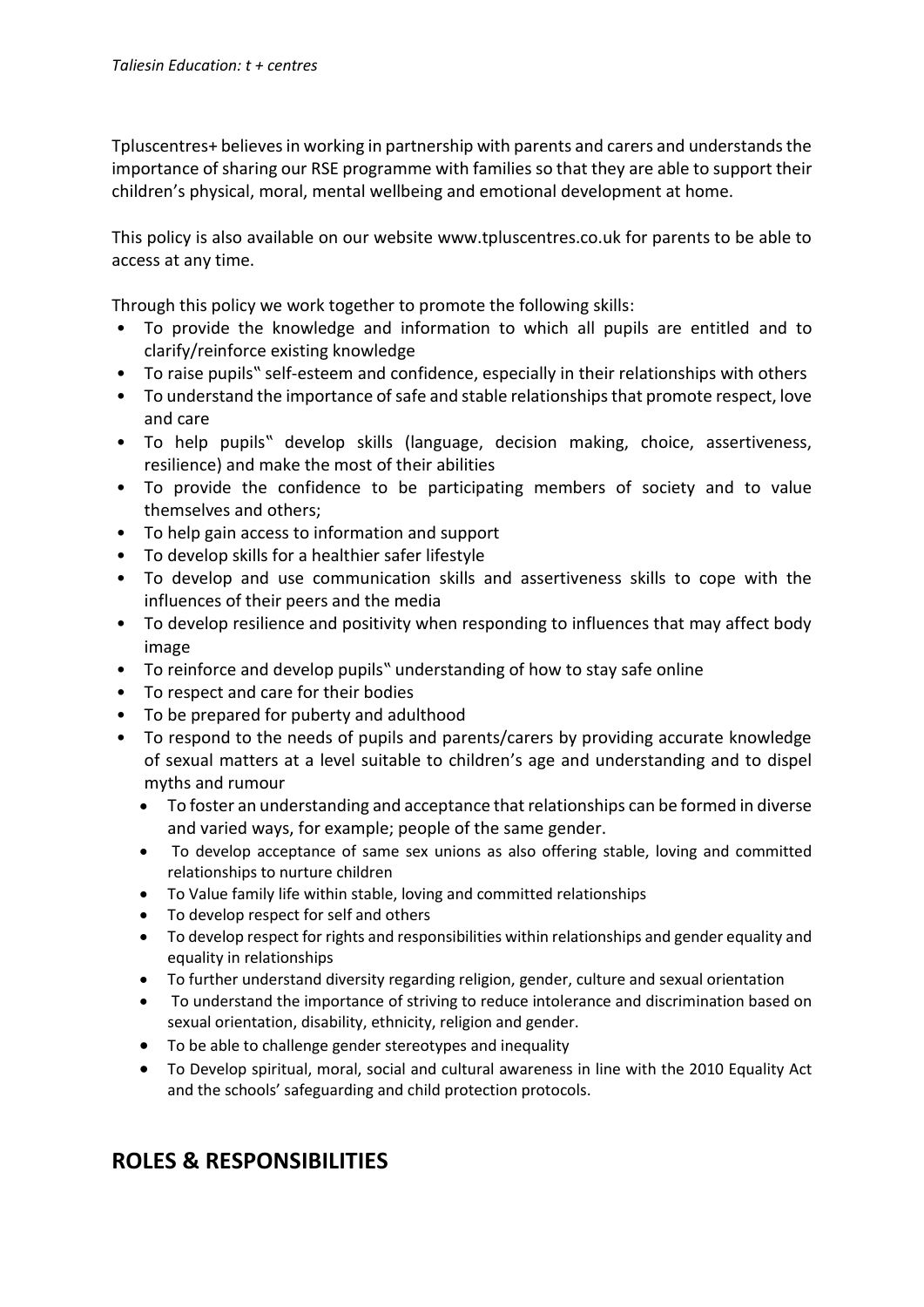Tpluscentres+ believes in working in partnership with parents and carers and understands the importance of sharing our RSE programme with families so that they are able to support their children's physical, moral, mental wellbeing and emotional development at home.

This policy is also available on our website www.tpluscentres.co.uk for parents to be able to access at any time.

Through this policy we work together to promote the following skills:

- To provide the knowledge and information to which all pupils are entitled and to clarify/reinforce existing knowledge
- To raise pupils‟ self-esteem and confidence, especially in their relationships with others
- To understand the importance of safe and stable relationships that promote respect, love and care
- To help pupils‟ develop skills (language, decision making, choice, assertiveness, resilience) and make the most of their abilities
- To provide the confidence to be participating members of society and to value themselves and others;
- To help gain access to information and support
- To develop skills for a healthier safer lifestyle
- To develop and use communication skills and assertiveness skills to cope with the influences of their peers and the media
- To develop resilience and positivity when responding to influences that may affect body image
- To reinforce and develop pupils‟ understanding of how to stay safe online
- To respect and care for their bodies
- To be prepared for puberty and adulthood
- To respond to the needs of pupils and parents/carers by providing accurate knowledge of sexual matters at a level suitable to children's age and understanding and to dispel myths and rumour
  - To foster an understanding and acceptance that relationships can be formed in diverse and varied ways, for example; people of the same gender.
  - To develop acceptance of same sex unions as also offering stable, loving and committed relationships to nurture children
  - To Value family life within stable, loving and committed relationships
  - To develop respect for self and others
  - To develop respect for rights and responsibilities within relationships and gender equality and equality in relationships
  - To further understand diversity regarding religion, gender, culture and sexual orientation
  - To understand the importance of striving to reduce intolerance and discrimination based on sexual orientation, disability, ethnicity, religion and gender.
  - To be able to challenge gender stereotypes and inequality
  - To Develop spiritual, moral, social and cultural awareness in line with the 2010 Equality Act and the schools' safeguarding and child protection protocols.

## ROLES & RESPONSIBILITIES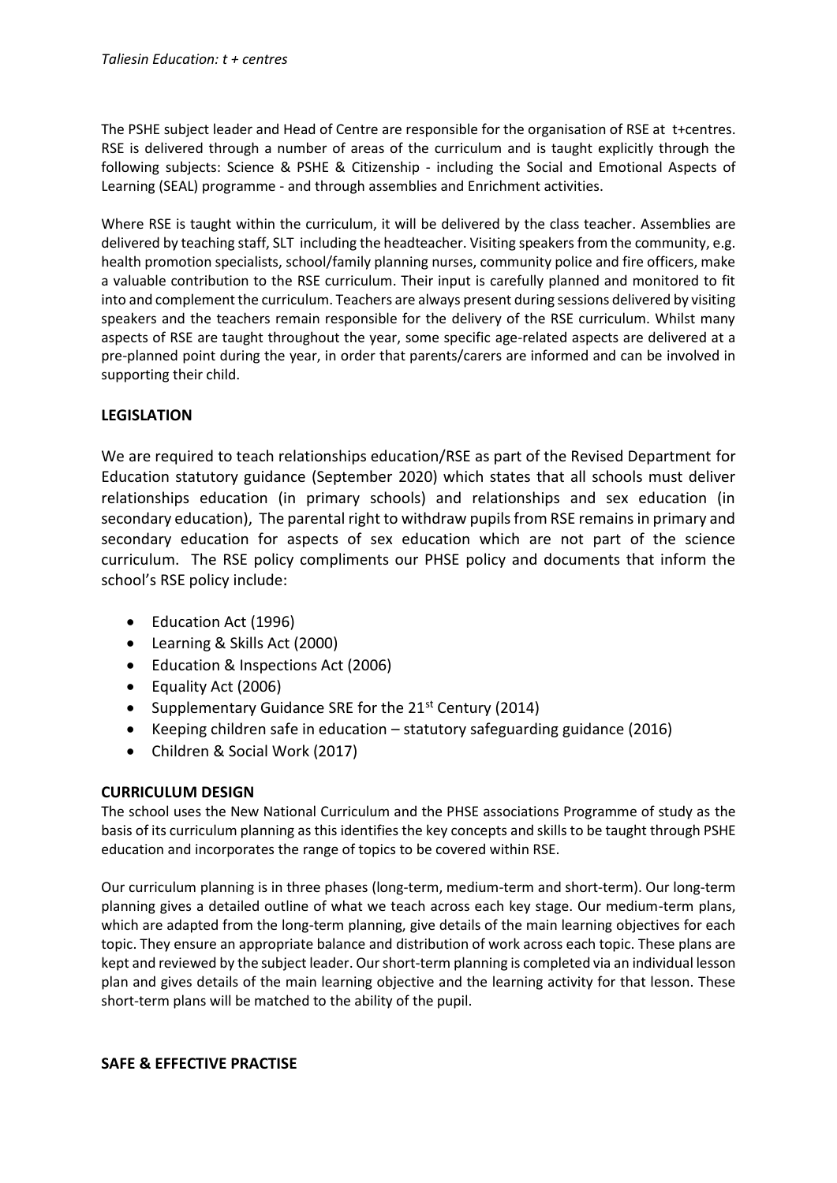The PSHE subject leader and Head of Centre are responsible for the organisation of RSE at t+centres. RSE is delivered through a number of areas of the curriculum and is taught explicitly through the following subjects: Science & PSHE & Citizenship - including the Social and Emotional Aspects of Learning (SEAL) programme - and through assemblies and Enrichment activities.

Where RSE is taught within the curriculum, it will be delivered by the class teacher. Assemblies are delivered by teaching staff, SLT including the headteacher. Visiting speakers from the community, e.g. health promotion specialists, school/family planning nurses, community police and fire officers, make a valuable contribution to the RSE curriculum. Their input is carefully planned and monitored to fit into and complement the curriculum. Teachers are always present during sessions delivered by visiting speakers and the teachers remain responsible for the delivery of the RSE curriculum. Whilst many aspects of RSE are taught throughout the year, some specific age-related aspects are delivered at a pre-planned point during the year, in order that parents/carers are informed and can be involved in supporting their child.

## LEGISLATION

We are required to teach relationships education/RSE as part of the Revised Department for Education statutory guidance (September 2020) which states that all schools must deliver relationships education (in primary schools) and relationships and sex education (in secondary education), The parental right to withdraw pupils from RSE remains in primary and secondary education for aspects of sex education which are not part of the science curriculum. The RSE policy compliments our PHSE policy and documents that inform the school's RSE policy include:

- Education Act (1996)
- Learning & Skills Act (2000)
- Education & Inspections Act (2006)
- Equality Act (2006)
- Supplementary Guidance SRE for the 21st Century (2014)
- Keeping children safe in education – statutory safeguarding guidance (2016)
- Children & Social Work (2017)

## CURRICULUM DESIGN

The school uses the New National Curriculum and the PHSE associations Programme of study as the basis of its curriculum planning as this identifies the key concepts and skills to be taught through PSHE education and incorporates the range of topics to be covered within RSE.

Our curriculum planning is in three phases (long-term, medium-term and short-term). Our long-term planning gives a detailed outline of what we teach across each key stage. Our medium-term plans, which are adapted from the long-term planning, give details of the main learning objectives for each topic. They ensure an appropriate balance and distribution of work across each topic. These plans are kept and reviewed by the subject leader. Our short-term planning is completed via an individual lesson plan and gives details of the main learning objective and the learning activity for that lesson. These short-term plans will be matched to the ability of the pupil.

## SAFE & EFFECTIVE PRACTISE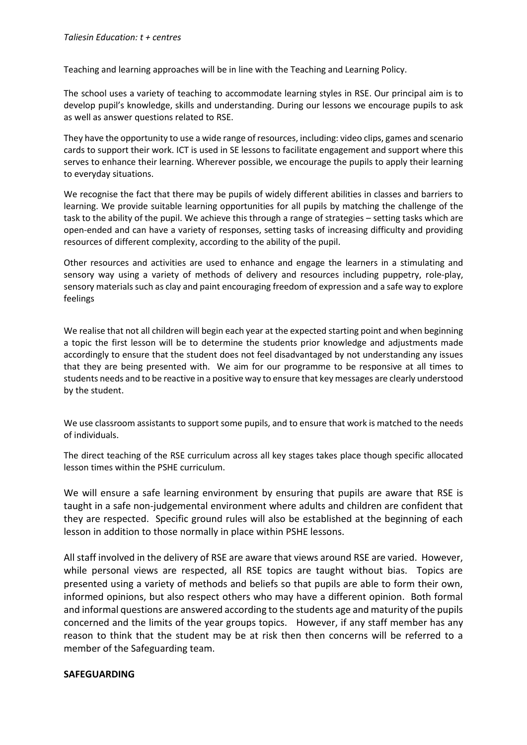Teaching and learning approaches will be in line with the Teaching and Learning Policy.

The school uses a variety of teaching to accommodate learning styles in RSE. Our principal aim is to develop pupil's knowledge, skills and understanding. During our lessons we encourage pupils to ask as well as answer questions related to RSE.

They have the opportunity to use a wide range of resources, including: video clips, games and scenario cards to support their work. ICT is used in SE lessons to facilitate engagement and support where this serves to enhance their learning. Wherever possible, we encourage the pupils to apply their learning to everyday situations.

We recognise the fact that there may be pupils of widely different abilities in classes and barriers to learning. We provide suitable learning opportunities for all pupils by matching the challenge of the task to the ability of the pupil. We achieve this through a range of strategies – setting tasks which are open-ended and can have a variety of responses, setting tasks of increasing difficulty and providing resources of different complexity, according to the ability of the pupil.

Other resources and activities are used to enhance and engage the learners in a stimulating and sensory way using a variety of methods of delivery and resources including puppetry, role-play, sensory materials such as clay and paint encouraging freedom of expression and a safe way to explore feelings

We realise that not all children will begin each year at the expected starting point and when beginning a topic the first lesson will be to determine the students prior knowledge and adjustments made accordingly to ensure that the student does not feel disadvantaged by not understanding any issues that they are being presented with. We aim for our programme to be responsive at all times to students needs and to be reactive in a positive way to ensure that key messages are clearly understood by the student.

We use classroom assistants to support some pupils, and to ensure that work is matched to the needs of individuals.

The direct teaching of the RSE curriculum across all key stages takes place though specific allocated lesson times within the PSHE curriculum.

We will ensure a safe learning environment by ensuring that pupils are aware that RSE is taught in a safe non-judgemental environment where adults and children are confident that they are respected. Specific ground rules will also be established at the beginning of each lesson in addition to those normally in place within PSHE lessons.

All staff involved in the delivery of RSE are aware that views around RSE are varied. However, while personal views are respected, all RSE topics are taught without bias. Topics are presented using a variety of methods and beliefs so that pupils are able to form their own, informed opinions, but also respect others who may have a different opinion. Both formal and informal questions are answered according to the students age and maturity of the pupils concerned and the limits of the year groups topics. However, if any staff member has any reason to think that the student may be at risk then then concerns will be referred to a member of the Safeguarding team.

**SAFEGUARDING**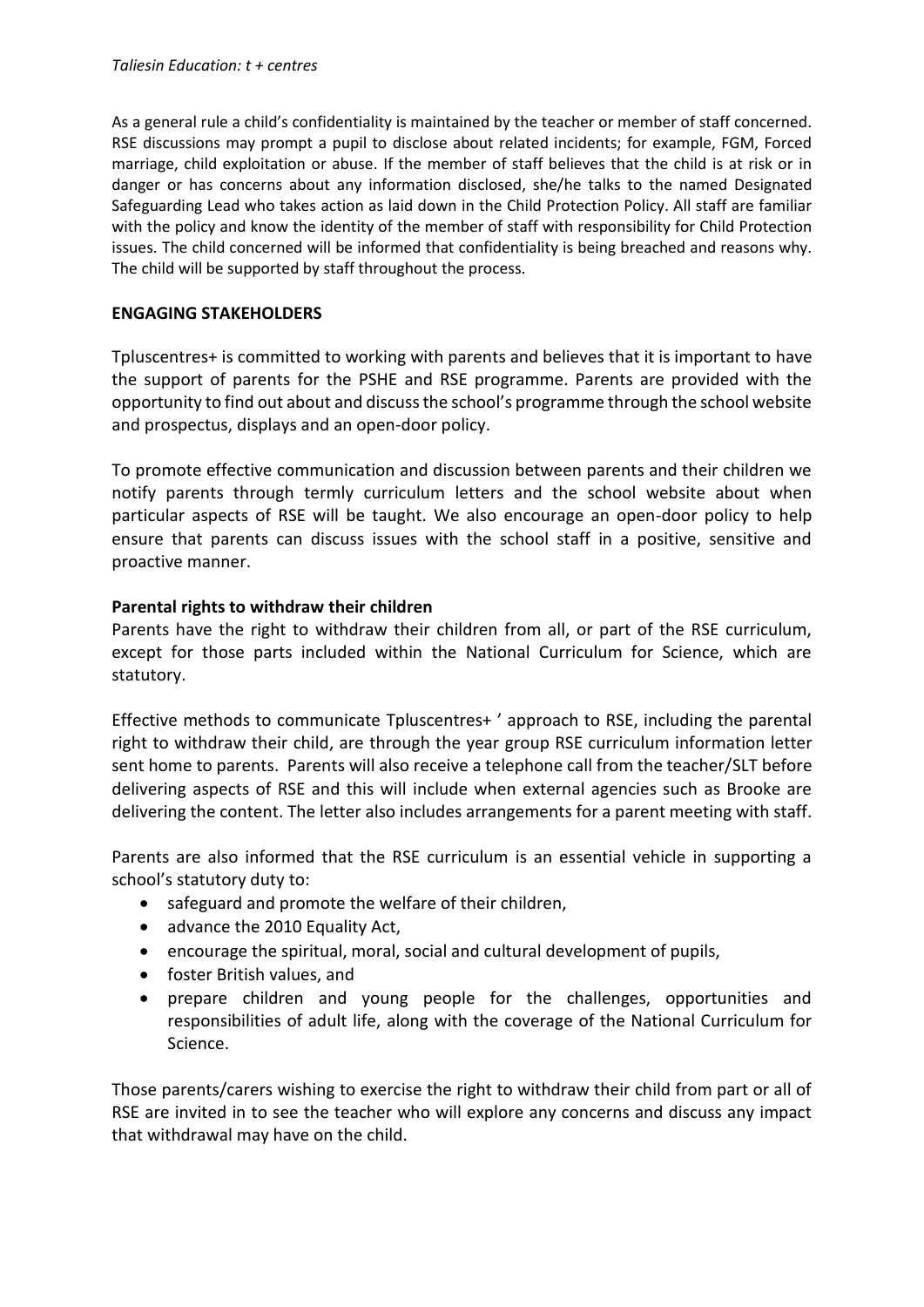As a general rule a child's confidentiality is maintained by the teacher or member of staff concerned. RSE discussions may prompt a pupil to disclose about related incidents; for example, FGM, Forced marriage, child exploitation or abuse. If the member of staff believes that the child is at risk or in danger or has concerns about any information disclosed, she/he talks to the named Designated Safeguarding Lead who takes action as laid down in the Child Protection Policy. All staff are familiar with the policy and know the identity of the member of staff with responsibility for Child Protection issues. The child concerned will be informed that confidentiality is being breached and reasons why. The child will be supported by staff throughout the process.

## ENGAGING STAKEHOLDERS

Tpluscentres+ is committed to working with parents and believes that it is important to have the support of parents for the PSHE and RSE programme. Parents are provided with the opportunity to find out about and discuss the school's programme through the school website and prospectus, displays and an open-door policy.

To promote effective communication and discussion between parents and their children we notify parents through termly curriculum letters and the school website about when particular aspects of RSE will be taught. We also encourage an open-door policy to help ensure that parents can discuss issues with the school staff in a positive, sensitive and proactive manner.

### Parental rights to withdraw their children

Parents have the right to withdraw their children from all, or part of the RSE curriculum, except for those parts included within the National Curriculum for Science, which are statutory.

Effective methods to communicate Tpluscentres+ ' approach to RSE, including the parental right to withdraw their child, are through the year group RSE curriculum information letter sent home to parents. Parents will also receive a telephone call from the teacher/SLT before delivering aspects of RSE and this will include when external agencies such as Brooke are delivering the content. The letter also includes arrangements for a parent meeting with staff.

Parents are also informed that the RSE curriculum is an essential vehicle in supporting a school's statutory duty to:

- safeguard and promote the welfare of their children,
- advance the 2010 Equality Act,
- encourage the spiritual, moral, social and cultural development of pupils,
- foster British values, and
- prepare children and young people for the challenges, opportunities and responsibilities of adult life, along with the coverage of the National Curriculum for Science.

Those parents/carers wishing to exercise the right to withdraw their child from part or all of RSE are invited in to see the teacher who will explore any concerns and discuss any impact that withdrawal may have on the child.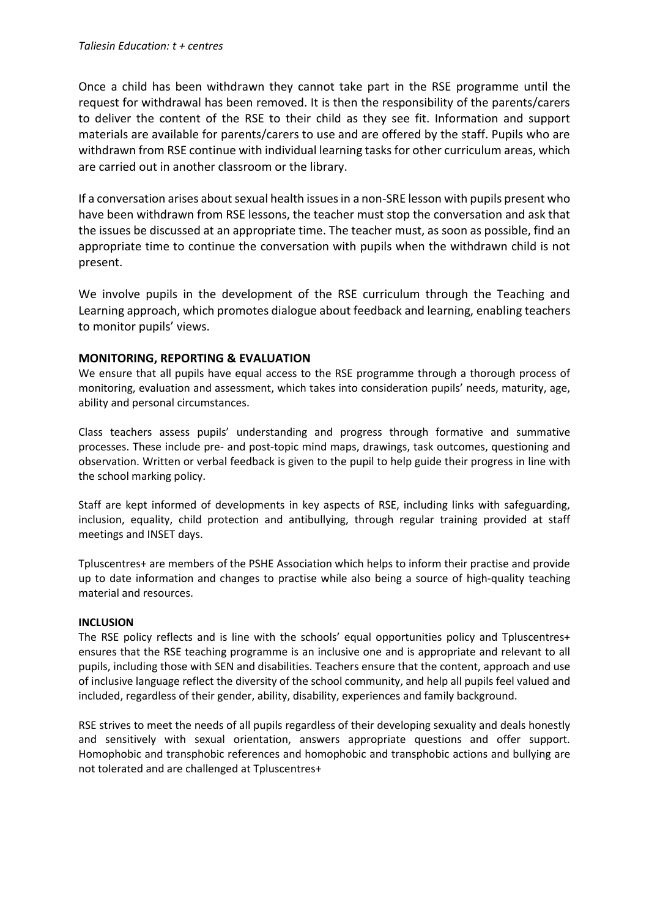Once a child has been withdrawn they cannot take part in the RSE programme until the request for withdrawal has been removed. It is then the responsibility of the parents/carers to deliver the content of the RSE to their child as they see fit. Information and support materials are available for parents/carers to use and are offered by the staff. Pupils who are withdrawn from RSE continue with individual learning tasks for other curriculum areas, which are carried out in another classroom or the library.

If a conversation arises about sexual health issues in a non-SRE lesson with pupils present who have been withdrawn from RSE lessons, the teacher must stop the conversation and ask that the issues be discussed at an appropriate time. The teacher must, as soon as possible, find an appropriate time to continue the conversation with pupils when the withdrawn child is not present.

We involve pupils in the development of the RSE curriculum through the Teaching and Learning approach, which promotes dialogue about feedback and learning, enabling teachers to monitor pupils' views.

## MONITORING, REPORTING & EVALUATION

We ensure that all pupils have equal access to the RSE programme through a thorough process of monitoring, evaluation and assessment, which takes into consideration pupils' needs, maturity, age, ability and personal circumstances.

Class teachers assess pupils' understanding and progress through formative and summative processes. These include pre- and post-topic mind maps, drawings, task outcomes, questioning and observation. Written or verbal feedback is given to the pupil to help guide their progress in line with the school marking policy.

Staff are kept informed of developments in key aspects of RSE, including links with safeguarding, inclusion, equality, child protection and antibullying, through regular training provided at staff meetings and INSET days.

Tpluscentres+ are members of the PSHE Association which helps to inform their practise and provide up to date information and changes to practise while also being a source of high-quality teaching material and resources.

### INCLUSION

The RSE policy reflects and is line with the schools' equal opportunities policy and Tpluscentres+ ensures that the RSE teaching programme is an inclusive one and is appropriate and relevant to all pupils, including those with SEN and disabilities. Teachers ensure that the content, approach and use of inclusive language reflect the diversity of the school community, and help all pupils feel valued and included, regardless of their gender, ability, disability, experiences and family background.

RSE strives to meet the needs of all pupils regardless of their developing sexuality and deals honestly and sensitively with sexual orientation, answers appropriate questions and offer support. Homophobic and transphobic references and homophobic and transphobic actions and bullying are not tolerated and are challenged at Tpluscentres+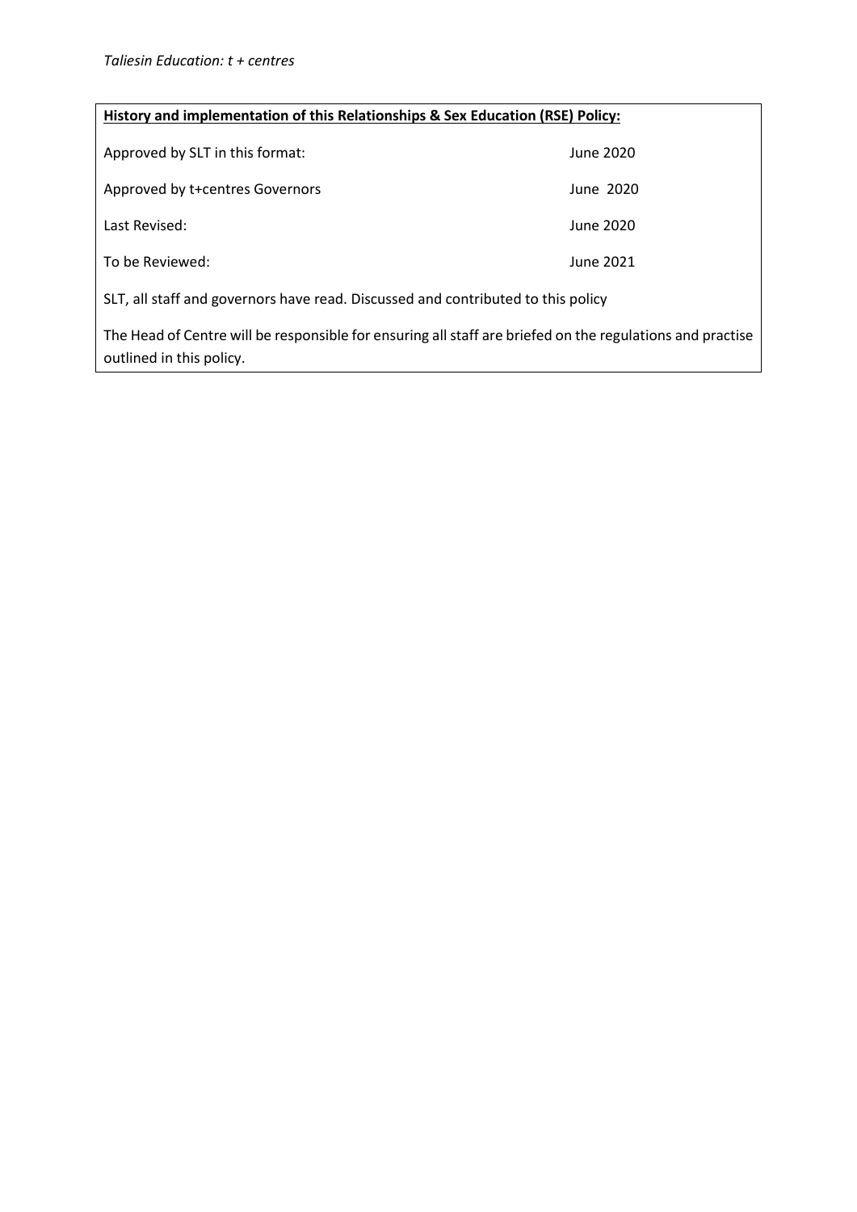**History and implementation of this Relationships & Sex Education (RSE) Policy:**

| | |
|---|---|
| Approved by SLT in this format: | June 2020 |
| Approved by t+centres Governors | June 2020 |
| Last Revised: | June 2020 |
| To be Reviewed: | June 2021 |

SLT, all staff and governors have read. Discussed and contributed to this policy

The Head of Centre will be responsible for ensuring all staff are briefed on the regulations and practise outlined in this policy.